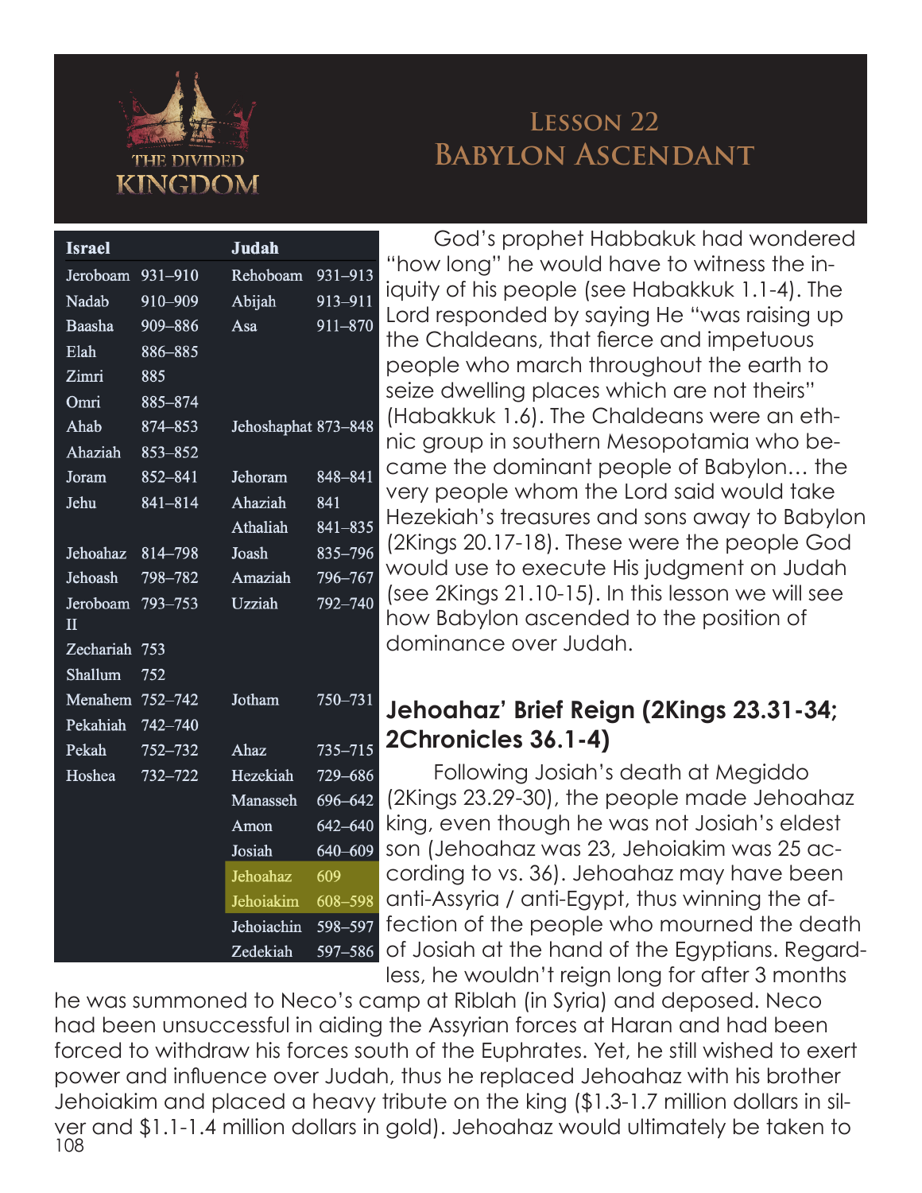THE DIVIDED KINGDOM

# Lesson 22
# Babylon Ascendant

| Israel | | Judah | |
|---|---|---|---|
| Jeroboam | 931–910 | Rehoboam | 931–913 |
| Nadab | 910–909 | Abijah | 913–911 |
| Baasha | 909–886 | Asa | 911–870 |
| Elah | 886–885 | | |
| Zimri | 885 | | |
| Omri | 885–874 | | |
| Ahab | 874–853 | Jehoshaphat | 873–848 |
| Ahaziah | 853–852 | | |
| Joram | 852–841 | Jehoram | 848–841 |
| Jehu | 841–814 | Ahaziah | 841 |
| | | Athaliah | 841–835 |
| Jehoahaz | 814–798 | Joash | 835–796 |
| Jehoash | 798–782 | Amaziah | 796–767 |
| Jeroboam II | 793–753 | Uzziah | 792–740 |
| Zechariah | 753 | | |
| Shallum | 752 | | |
| Menahem | 752–742 | Jotham | 750–731 |
| Pekahiah | 742–740 | | |
| Pekah | 752–732 | Ahaz | 735–715 |
| Hoshea | 732–722 | Hezekiah | 729–686 |
| | | Manasseh | 696–642 |
| | | Amon | 642–640 |
| | | Josiah | 640–609 |
| | | Jehoahaz | 609 |
| | | Jehoiakim | 608–598 |
| | | Jehoiachin | 598–597 |
| | | Zedekiah | 597–586 |

God's prophet Habbakuk had wondered "how long" he would have to witness the iniquity of his people (see Habakkuk 1.1-4). The Lord responded by saying He "was raising up the Chaldeans, that fierce and impetuous people who march throughout the earth to seize dwelling places which are not theirs" (Habakkuk 1.6). The Chaldeans were an ethnic group in southern Mesopotamia who became the dominant people of Babylon… the very people whom the Lord said would take Hezekiah's treasures and sons away to Babylon (2Kings 20.17-18). These were the people God would use to execute His judgment on Judah (see 2Kings 21.10-15). In this lesson we will see how Babylon ascended to the position of dominance over Judah.

## Jehoahaz' Brief Reign (2Kings 23.31-34; 2Chronicles 36.1-4)

Following Josiah's death at Megiddo (2Kings 23.29-30), the people made Jehoahaz king, even though he was not Josiah's eldest son (Jehoahaz was 23, Jehoiakim was 25 according to vs. 36). Jehoahaz may have been anti-Assyria / anti-Egypt, thus winning the affection of the people who mourned the death of Josiah at the hand of the Egyptians. Regardless, he wouldn't reign long for after 3 months he was summoned to Neco's camp at Riblah (in Syria) and deposed. Neco had been unsuccessful in aiding the Assyrian forces at Haran and had been forced to withdraw his forces south of the Euphrates. Yet, he still wished to exert power and influence over Judah, thus he replaced Jehoahaz with his brother Jehoiakim and placed a heavy tribute on the king ($1.3-1.7 million dollars in silver and $1.1-1.4 million dollars in gold). Jehoahaz would ultimately be taken to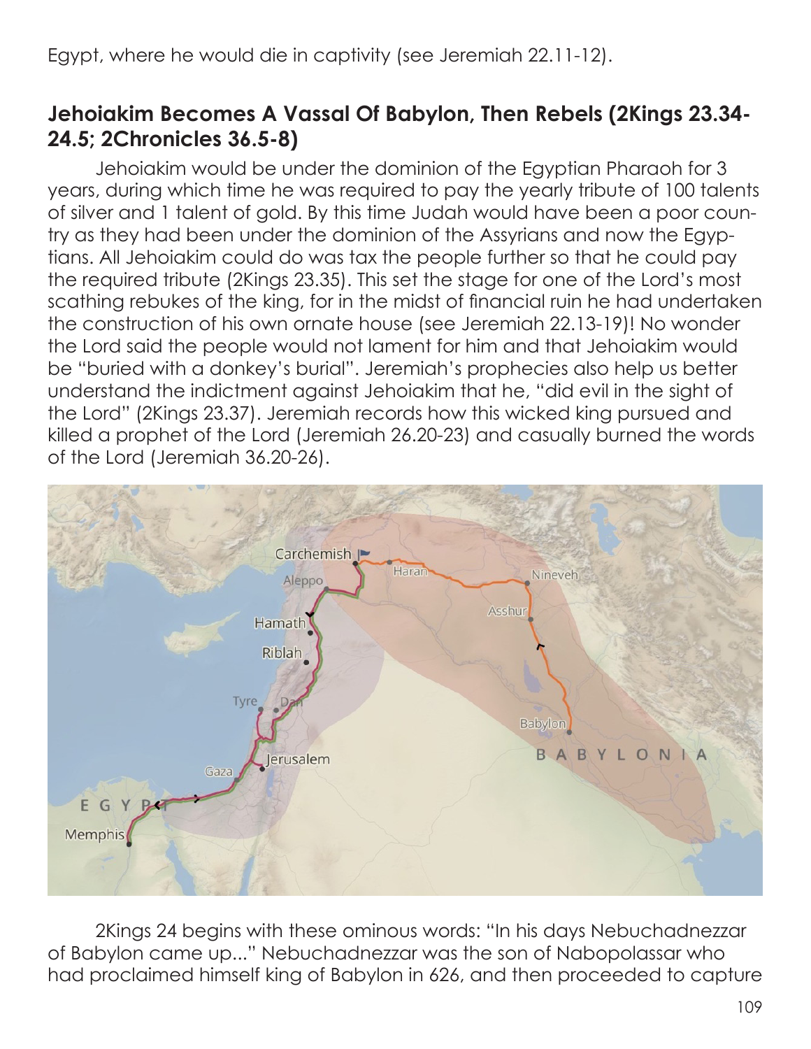Egypt, where he would die in captivity (see Jeremiah 22.11-12).

## Jehoiakim Becomes A Vassal Of Babylon, Then Rebels (2Kings 23.34-24.5; 2Chronicles 36.5-8)

Jehoiakim would be under the dominion of the Egyptian Pharaoh for 3 years, during which time he was required to pay the yearly tribute of 100 talents of silver and 1 talent of gold. By this time Judah would have been a poor country as they had been under the dominion of the Assyrians and now the Egyptians. All Jehoiakim could do was tax the people further so that he could pay the required tribute (2Kings 23.35). This set the stage for one of the Lord's most scathing rebukes of the king, for in the midst of financial ruin he had undertaken the construction of his own ornate house (see Jeremiah 22.13-19)! No wonder the Lord said the people would not lament for him and that Jehoiakim would be "buried with a donkey's burial". Jeremiah's prophecies also help us better understand the indictment against Jehoiakim that he, "did evil in the sight of the Lord" (2Kings 23.37). Jeremiah records how this wicked king pursued and killed a prophet of the Lord (Jeremiah 26.20-23) and casually burned the words of the Lord (Jeremiah 36.20-26).

2Kings 24 begins with these ominous words: "In his days Nebuchadnezzar of Babylon came up..." Nebuchadnezzar was the son of Nabopolassar who had proclaimed himself king of Babylon in 626, and then proceeded to capture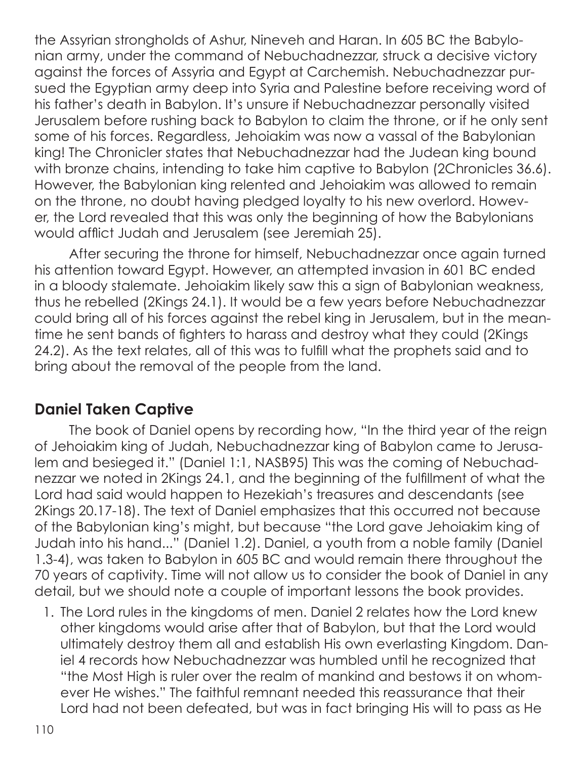the Assyrian strongholds of Ashur, Nineveh and Haran. In 605 BC the Babylonian army, under the command of Nebuchadnezzar, struck a decisive victory against the forces of Assyria and Egypt at Carchemish. Nebuchadnezzar pursued the Egyptian army deep into Syria and Palestine before receiving word of his father's death in Babylon. It's unsure if Nebuchadnezzar personally visited Jerusalem before rushing back to Babylon to claim the throne, or if he only sent some of his forces. Regardless, Jehoiakim was now a vassal of the Babylonian king! The Chronicler states that Nebuchadnezzar had the Judean king bound with bronze chains, intending to take him captive to Babylon (2Chronicles 36.6). However, the Babylonian king relented and Jehoiakim was allowed to remain on the throne, no doubt having pledged loyalty to his new overlord. However, the Lord revealed that this was only the beginning of how the Babylonians would afflict Judah and Jerusalem (see Jeremiah 25).

After securing the throne for himself, Nebuchadnezzar once again turned his attention toward Egypt. However, an attempted invasion in 601 BC ended in a bloody stalemate. Jehoiakim likely saw this a sign of Babylonian weakness, thus he rebelled (2Kings 24.1). It would be a few years before Nebuchadnezzar could bring all of his forces against the rebel king in Jerusalem, but in the meantime he sent bands of fighters to harass and destroy what they could (2Kings 24.2). As the text relates, all of this was to fulfill what the prophets said and to bring about the removal of the people from the land.

## Daniel Taken Captive

The book of Daniel opens by recording how, "In the third year of the reign of Jehoiakim king of Judah, Nebuchadnezzar king of Babylon came to Jerusalem and besieged it." (Daniel 1:1, NASB95) This was the coming of Nebuchadnezzar we noted in 2Kings 24.1, and the beginning of the fulfillment of what the Lord had said would happen to Hezekiah's treasures and descendants (see 2Kings 20.17-18). The text of Daniel emphasizes that this occurred not because of the Babylonian king's might, but because "the Lord gave Jehoiakim king of Judah into his hand..." (Daniel 1.2). Daniel, a youth from a noble family (Daniel 1.3-4), was taken to Babylon in 605 BC and would remain there throughout the 70 years of captivity. Time will not allow us to consider the book of Daniel in any detail, but we should note a couple of important lessons the book provides.

1. The Lord rules in the kingdoms of men. Daniel 2 relates how the Lord knew other kingdoms would arise after that of Babylon, but that the Lord would ultimately destroy them all and establish His own everlasting Kingdom. Daniel 4 records how Nebuchadnezzar was humbled until he recognized that "the Most High is ruler over the realm of mankind and bestows it on whomever He wishes." The faithful remnant needed this reassurance that their Lord had not been defeated, but was in fact bringing His will to pass as He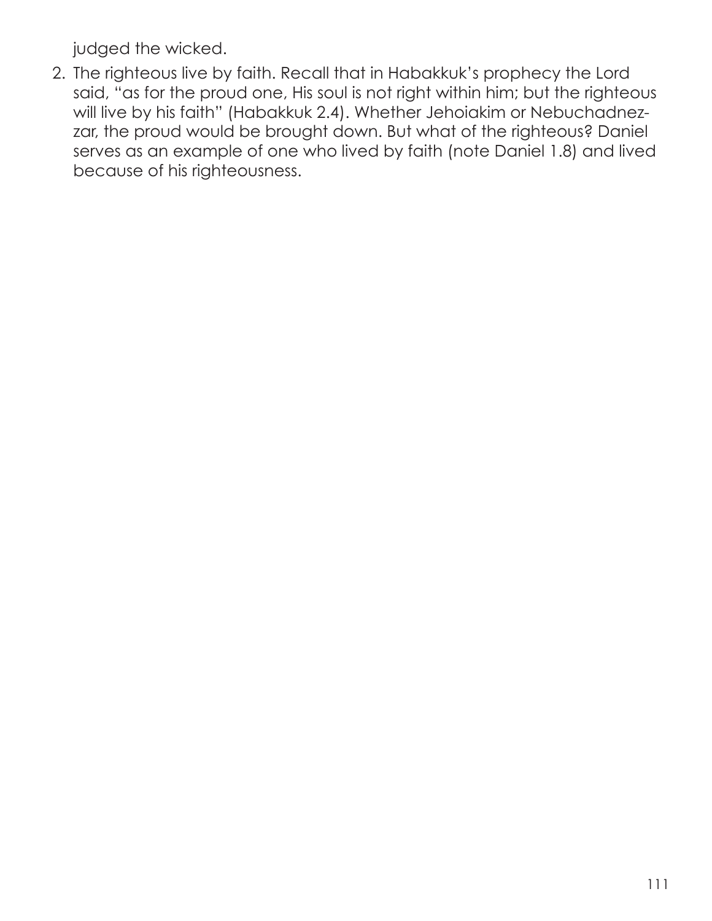judged the wicked.

2. The righteous live by faith. Recall that in Habakkuk's prophecy the Lord said, "as for the proud one, His soul is not right within him; but the righteous will live by his faith" (Habakkuk 2.4). Whether Jehoiakim or Nebuchadnezzar, the proud would be brought down. But what of the righteous? Daniel serves as an example of one who lived by faith (note Daniel 1.8) and lived because of his righteousness.